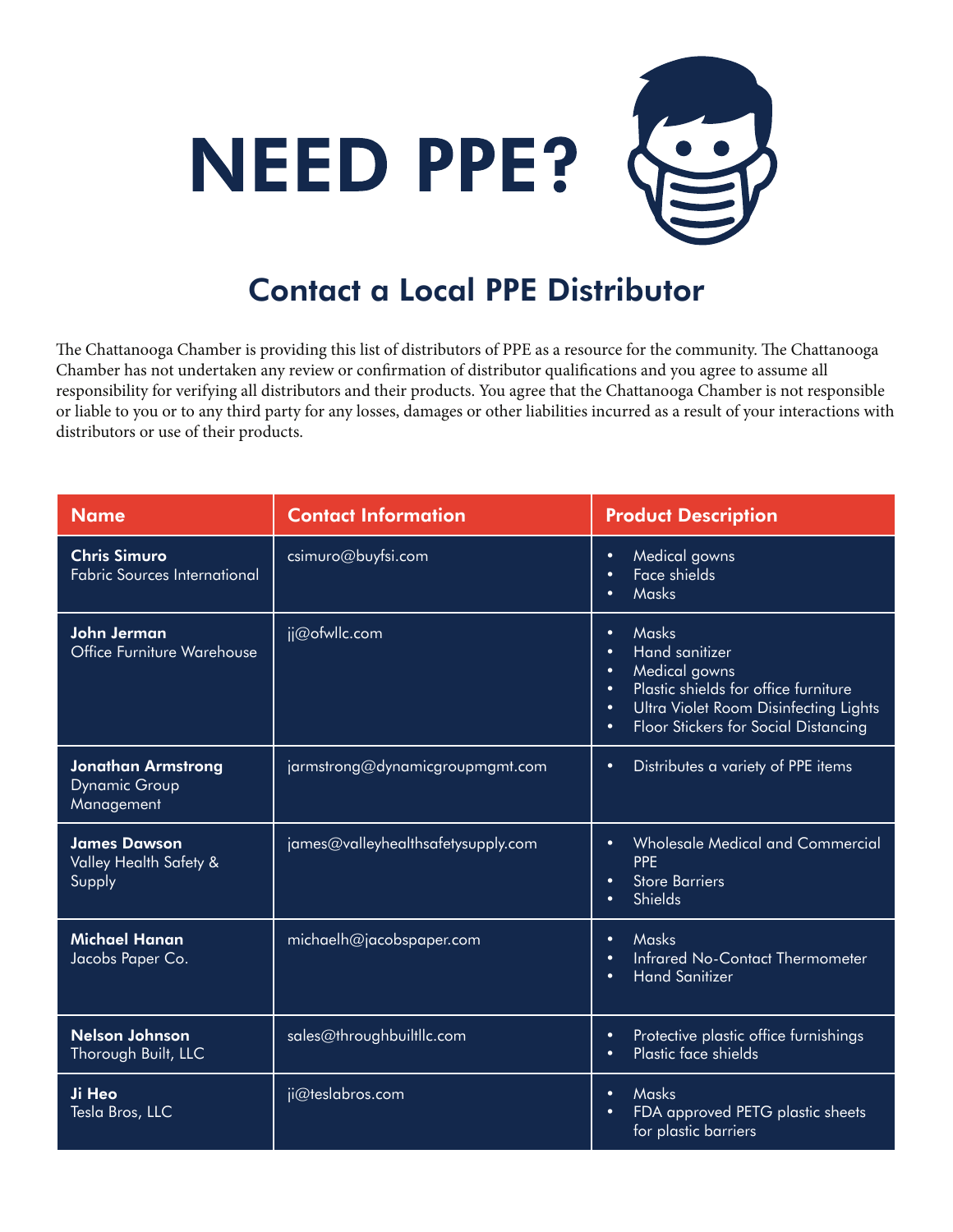# NEED PPE?

## Contact a Local PPE Distributor

The Chattanooga Chamber is providing this list of distributors of PPE as a resource for the community. The Chattanooga Chamber has not undertaken any review or confirmation of distributor qualifications and you agree to assume all responsibility for verifying all distributors and their products. You agree that the Chattanooga Chamber is not responsible or liable to you or to any third party for any losses, damages or other liabilities incurred as a result of your interactions with distributors or use of their products.

| Name | Contact Information | Product Description |
|---|---|---|
| **Chris Simuro**<br>Fabric Sources International | csimuro@buyfsi.com | • Medical gowns<br>• Face shields<br>• Masks |
| **John Jerman**<br>Office Furniture Warehouse | jj@ofwllc.com | • Masks<br>• Hand sanitizer<br>• Medical gowns<br>• Plastic shields for office furniture<br>• Ultra Violet Room Disinfecting Lights<br>• Floor Stickers for Social Distancing |
| **Jonathan Armstrong**<br>Dynamic Group Management | jarmstrong@dynamicgroupmgmt.com | • Distributes a variety of PPE items |
| **James Dawson**<br>Valley Health Safety & Supply | james@valleyhealthsafetysupply.com | • Wholesale Medical and Commercial PPE<br>• Store Barriers<br>• Shields |
| **Michael Hanan**<br>Jacobs Paper Co. | michaelh@jacobspaper.com | • Masks<br>• Infrared No-Contact Thermometer<br>• Hand Sanitizer |
| **Nelson Johnson**<br>Thorough Built, LLC | sales@throughbuiltllc.com | • Protective plastic office furnishings<br>• Plastic face shields |
| **Ji Heo**<br>Tesla Bros, LLC | ji@teslabros.com | • Masks<br>• FDA approved PETG plastic sheets for plastic barriers |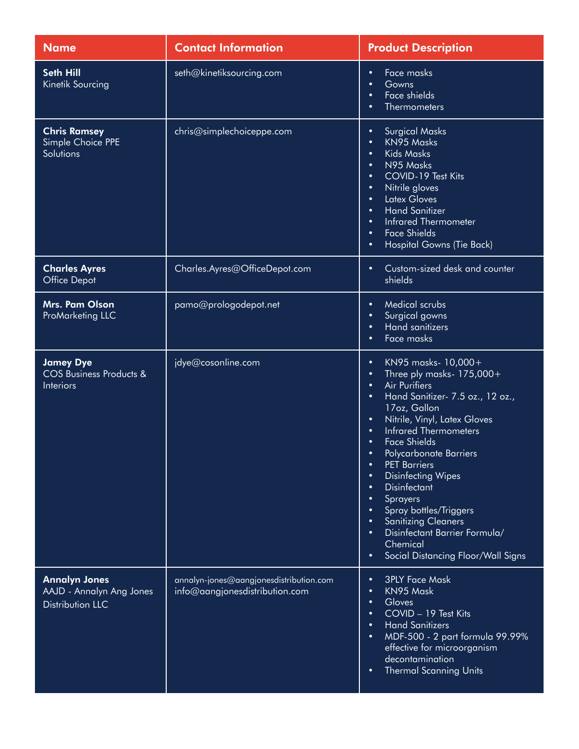| Name | Contact Information | Product Description |
| --- | --- | --- |
| **Seth Hill**<br>Kinetik Sourcing | seth@kinetiksourcing.com | • Face masks<br>• Gowns<br>• Face shields<br>• Thermometers |
| **Chris Ramsey**<br>Simple Choice PPE Solutions | chris@simplechoiceppe.com | • Surgical Masks<br>• KN95 Masks<br>• Kids Masks<br>• N95 Masks<br>• COVID-19 Test Kits<br>• Nitrile gloves<br>• Latex Gloves<br>• Hand Sanitizer<br>• Infrared Thermometer<br>• Face Shields<br>• Hospital Gowns (Tie Back) |
| **Charles Ayres**<br>Office Depot | Charles.Ayres@OfficeDepot.com | • Custom-sized desk and counter shields |
| **Mrs. Pam Olson**<br>ProMarketing LLC | pamo@prologodepot.net | • Medical scrubs<br>• Surgical gowns<br>• Hand sanitizers<br>• Face masks |
| **Jamey Dye**<br>COS Business Products & Interiors | jdye@cosonline.com | • KN95 masks- 10,000+<br>• Three ply masks- 175,000+<br>• Air Purifiers<br>• Hand Sanitizer- 7.5 oz., 12 oz., 17oz, Gallon<br>• Nitrile, Vinyl, Latex Gloves<br>• Infrared Thermometers<br>• Face Shields<br>• Polycarbonate Barriers<br>• PET Barriers<br>• Disinfecting Wipes<br>• Disinfectant<br>• Sprayers<br>• Spray bottles/Triggers<br>• Sanitizing Cleaners<br>• Disinfectant Barrier Formula/ Chemical<br>• Social Distancing Floor/Wall Signs |
| **Annalyn Jones**<br>AAJD - Annalyn Ang Jones Distribution LLC | annalyn-jones@aangjonesdistribution.com<br>info@aangjonesdistribution.com | • 3PLY Face Mask<br>• KN95 Mask<br>• Gloves<br>• COVID – 19 Test Kits<br>• Hand Sanitizers<br>• MDF-500 - 2 part formula 99.99% effective for microorganism decontamination<br>• Thermal Scanning Units |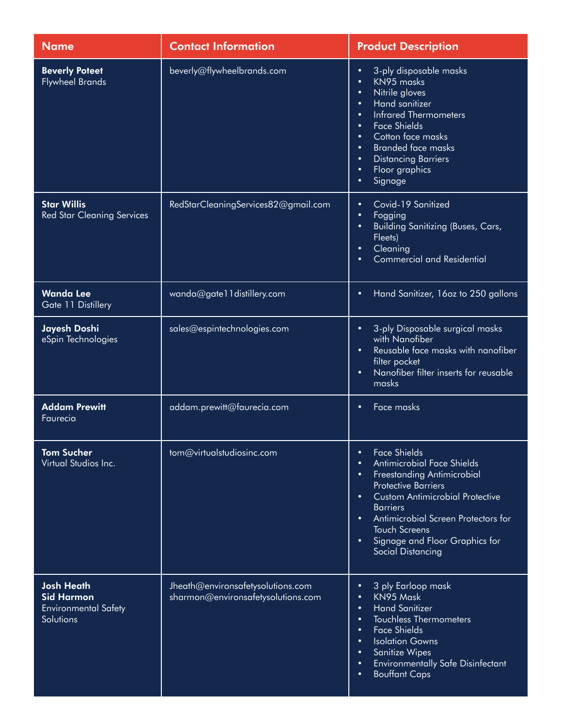| Name | Contact Information | Product Description |
| --- | --- | --- |
| **Beverly Poteet**<br>Flywheel Brands | beverly@flywheelbrands.com | • 3-ply disposable masks<br>• KN95 masks<br>• Nitrile gloves<br>• Hand sanitizer<br>• Infrared Thermometers<br>• Face Shields<br>• Cotton face masks<br>• Branded face masks<br>• Distancing Barriers<br>• Floor graphics<br>• Signage |
| **Star Willis**<br>Red Star Cleaning Services | RedStarCleaningServices82@gmail.com | • Covid-19 Sanitized<br>• Fogging<br>• Building Sanitizing (Buses, Cars, Fleets)<br>• Cleaning<br>• Commercial and Residential |
| **Wanda Lee**<br>Gate 11 Distillery | wanda@gate11distillery.com | • Hand Sanitizer, 16oz to 250 gallons |
| **Jayesh Doshi**<br>eSpin Technologies | sales@espintechnologies.com | • 3-ply Disposable surgical masks with Nanofiber<br>• Reusable face masks with nanofiber filter pocket<br>• Nanofiber filter inserts for reusable masks |
| **Addam Prewitt**<br>Faurecia | addam.prewitt@faurecia.com | • Face masks |
| **Tom Sucher**<br>Virtual Studios Inc. | tom@virtualstudiosinc.com | • Face Shields<br>• Antimicrobial Face Shields<br>• Freestanding Antimicrobial Protective Barriers<br>• Custom Antimicrobial Protective Barriers<br>• Antimicrobial Screen Protectors for Touch Screens<br>• Signage and Floor Graphics for Social Distancing |
| **Josh Heath**<br>**Sid Harmon**<br>Environmental Safety Solutions | Jheath@environsafetysolutions.com<br>sharmon@environsafetysolutions.com | • 3 ply Earloop mask<br>• KN95 Mask<br>• Hand Sanitizer<br>• Touchless Thermometers<br>• Face Shields<br>• Isolation Gowns<br>• Sanitize Wipes<br>• Environmentally Safe Disinfectant<br>• Bouffant Caps |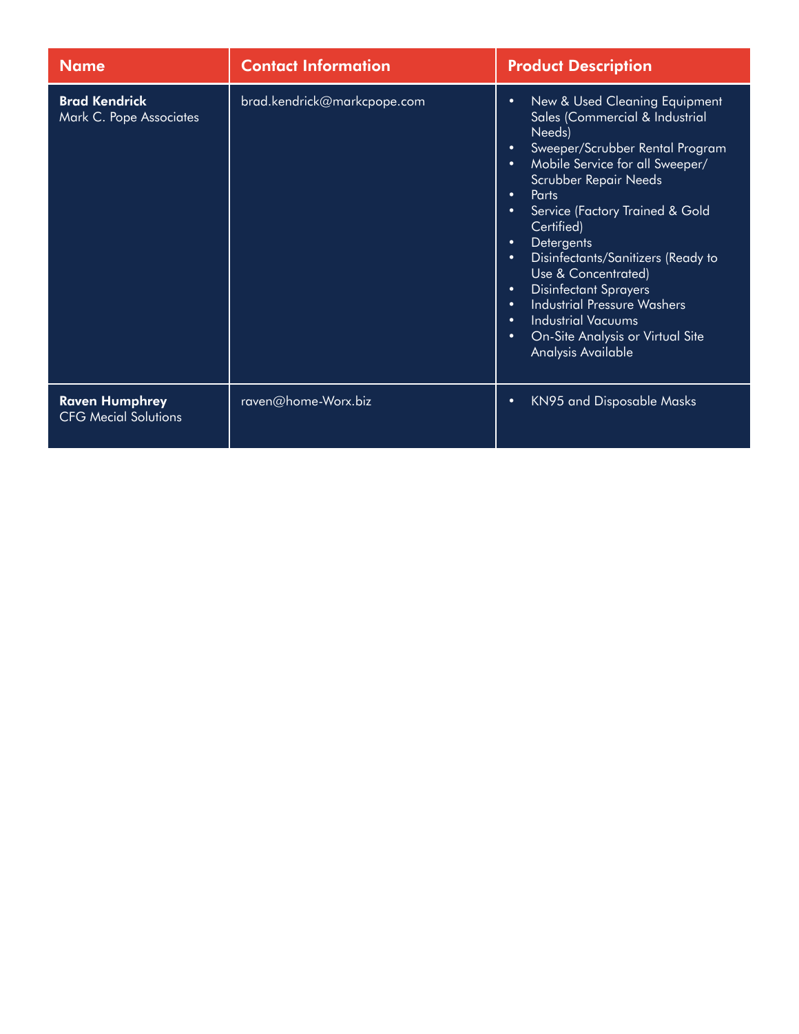| Name | Contact Information | Product Description |
| --- | --- | --- |
| **Brad Kendrick** Mark C. Pope Associates | brad.kendrick@markcpope.com | • New & Used Cleaning Equipment Sales (Commercial & Industrial Needs) • Sweeper/Scrubber Rental Program • Mobile Service for all Sweeper/ Scrubber Repair Needs • Parts • Service (Factory Trained & Gold Certified) • Detergents • Disinfectants/Sanitizers (Ready to Use & Concentrated) • Disinfectant Sprayers • Industrial Pressure Washers • Industrial Vacuums • On-Site Analysis or Virtual Site Analysis Available |
| **Raven Humphrey** CFG Mecial Solutions | raven@home-Worx.biz | • KN95 and Disposable Masks |